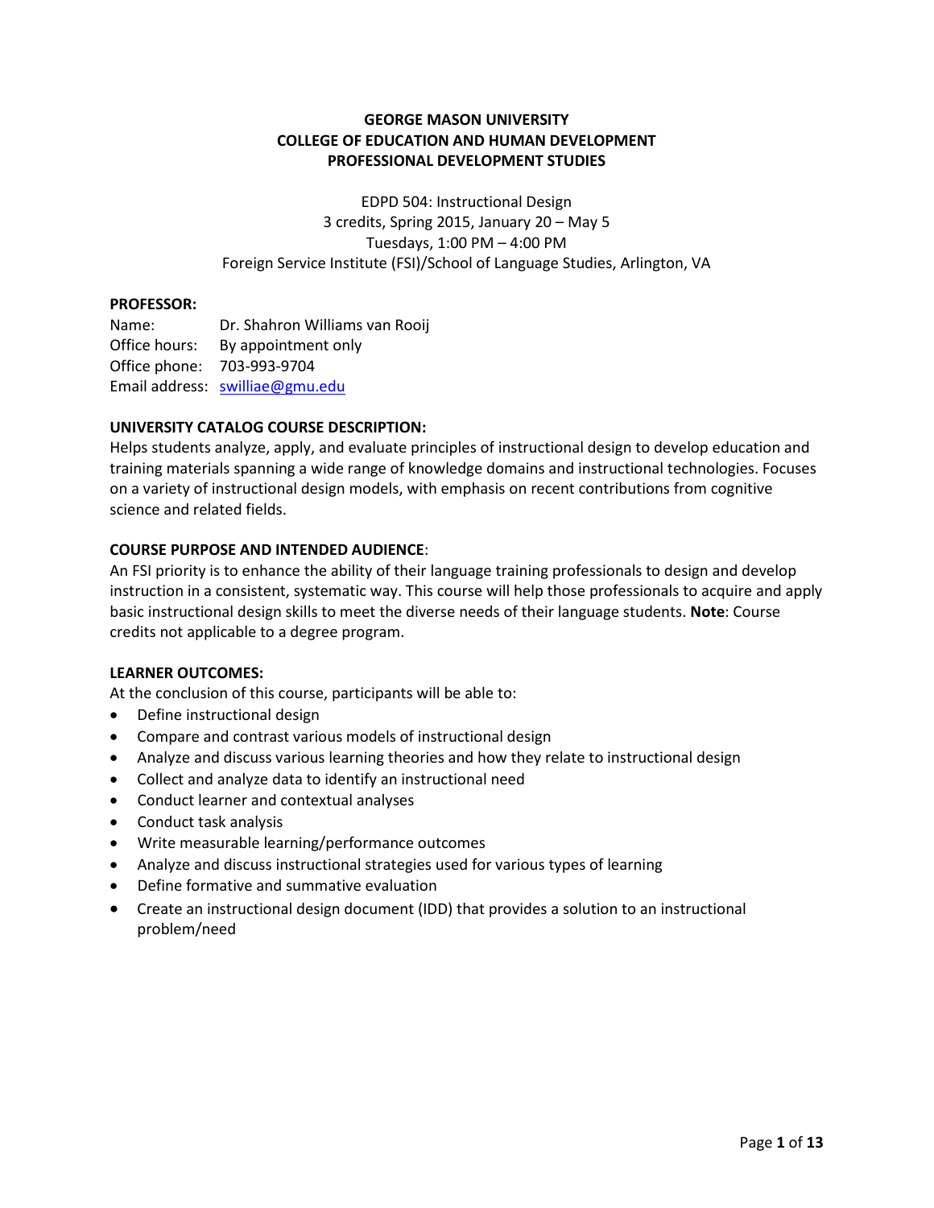# GEORGE MASON UNIVERSITY
# COLLEGE OF EDUCATION AND HUMAN DEVELOPMENT
# PROFESSIONAL DEVELOPMENT STUDIES

EDPD 504: Instructional Design
3 credits, Spring 2015, January 20 – May 5
Tuesdays, 1:00 PM – 4:00 PM
Foreign Service Institute (FSI)/School of Language Studies, Arlington, VA

**PROFESSOR:**

Name: Dr. Shahron Williams van Rooij
Office hours: By appointment only
Office phone: 703-993-9704
Email address: swilliae@gmu.edu

**UNIVERSITY CATALOG COURSE DESCRIPTION:**

Helps students analyze, apply, and evaluate principles of instructional design to develop education and training materials spanning a wide range of knowledge domains and instructional technologies. Focuses on a variety of instructional design models, with emphasis on recent contributions from cognitive science and related fields.

**COURSE PURPOSE AND INTENDED AUDIENCE**:

An FSI priority is to enhance the ability of their language training professionals to design and develop instruction in a consistent, systematic way. This course will help those professionals to acquire and apply basic instructional design skills to meet the diverse needs of their language students. **Note**: Course credits not applicable to a degree program.

**LEARNER OUTCOMES:**

At the conclusion of this course, participants will be able to:

- Define instructional design
- Compare and contrast various models of instructional design
- Analyze and discuss various learning theories and how they relate to instructional design
- Collect and analyze data to identify an instructional need
- Conduct learner and contextual analyses
- Conduct task analysis
- Write measurable learning/performance outcomes
- Analyze and discuss instructional strategies used for various types of learning
- Define formative and summative evaluation
- Create an instructional design document (IDD) that provides a solution to an instructional problem/need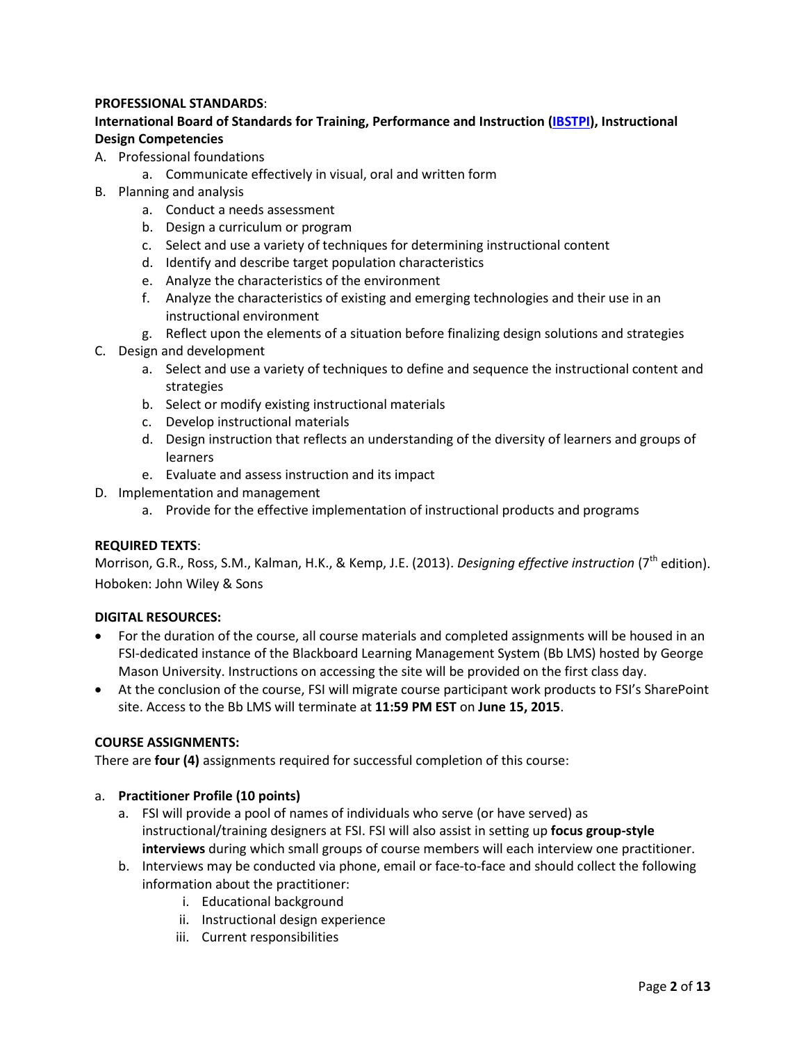**PROFESSIONAL STANDARDS**:

**International Board of Standards for Training, Performance and Instruction (IBSTPI), Instructional Design Competencies**

A. Professional foundations
    a. Communicate effectively in visual, oral and written form
B. Planning and analysis
    a. Conduct a needs assessment
    b. Design a curriculum or program
    c. Select and use a variety of techniques for determining instructional content
    d. Identify and describe target population characteristics
    e. Analyze the characteristics of the environment
    f. Analyze the characteristics of existing and emerging technologies and their use in an instructional environment
    g. Reflect upon the elements of a situation before finalizing design solutions and strategies
C. Design and development
    a. Select and use a variety of techniques to define and sequence the instructional content and strategies
    b. Select or modify existing instructional materials
    c. Develop instructional materials
    d. Design instruction that reflects an understanding of the diversity of learners and groups of learners
    e. Evaluate and assess instruction and its impact
D. Implementation and management
    a. Provide for the effective implementation of instructional products and programs

**REQUIRED TEXTS**:

Morrison, G.R., Ross, S.M., Kalman, H.K., & Kemp, J.E. (2013). *Designing effective instruction* (7th edition). Hoboken: John Wiley & Sons

**DIGITAL RESOURCES:**

- For the duration of the course, all course materials and completed assignments will be housed in an FSI-dedicated instance of the Blackboard Learning Management System (Bb LMS) hosted by George Mason University. Instructions on accessing the site will be provided on the first class day.
- At the conclusion of the course, FSI will migrate course participant work products to FSI's SharePoint site. Access to the Bb LMS will terminate at **11:59 PM EST** on **June 15, 2015**.

**COURSE ASSIGNMENTS:**

There are **four (4)** assignments required for successful completion of this course:

a. **Practitioner Profile (10 points)**
    a. FSI will provide a pool of names of individuals who serve (or have served) as instructional/training designers at FSI. FSI will also assist in setting up **focus group-style interviews** during which small groups of course members will each interview one practitioner.
    b. Interviews may be conducted via phone, email or face-to-face and should collect the following information about the practitioner:
        i. Educational background
        ii. Instructional design experience
        iii. Current responsibilities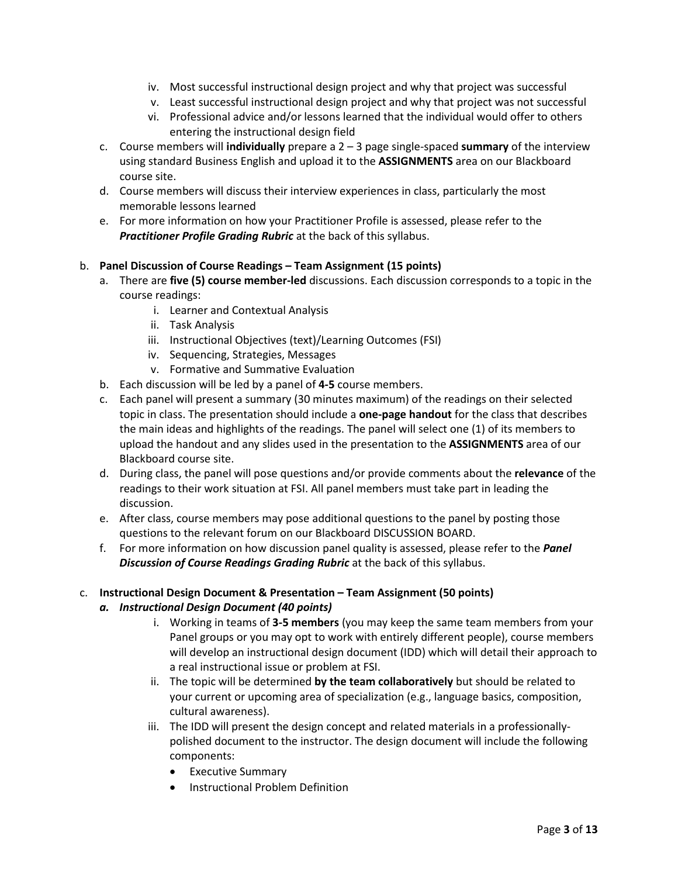iv. Most successful instructional design project and why that project was successful
   v. Least successful instructional design project and why that project was not successful
   vi. Professional advice and/or lessons learned that the individual would offer to others entering the instructional design field

c. Course members will **individually** prepare a 2 – 3 page single-spaced **summary** of the interview using standard Business English and upload it to the **ASSIGNMENTS** area on our Blackboard course site.
d. Course members will discuss their interview experiences in class, particularly the most memorable lessons learned
e. For more information on how your Practitioner Profile is assessed, please refer to the ***Practitioner Profile Grading Rubric*** at the back of this syllabus.

b. **Panel Discussion of Course Readings – Team Assignment (15 points)**
   a. There are **five (5) course member-led** discussions. Each discussion corresponds to a topic in the course readings:
      i. Learner and Contextual Analysis
      ii. Task Analysis
      iii. Instructional Objectives (text)/Learning Outcomes (FSI)
      iv. Sequencing, Strategies, Messages
      v. Formative and Summative Evaluation
   b. Each discussion will be led by a panel of **4-5** course members.
   c. Each panel will present a summary (30 minutes maximum) of the readings on their selected topic in class. The presentation should include a **one-page handout** for the class that describes the main ideas and highlights of the readings. The panel will select one (1) of its members to upload the handout and any slides used in the presentation to the **ASSIGNMENTS** area of our Blackboard course site.
   d. During class, the panel will pose questions and/or provide comments about the **relevance** of the readings to their work situation at FSI. All panel members must take part in leading the discussion.
   e. After class, course members may pose additional questions to the panel by posting those questions to the relevant forum on our Blackboard DISCUSSION BOARD.
   f. For more information on how discussion panel quality is assessed, please refer to the ***Panel Discussion of Course Readings Grading Rubric*** at the back of this syllabus.

c. **Instructional Design Document & Presentation – Team Assignment (50 points)**
   a. ***Instructional Design Document (40 points)***
      i. Working in teams of **3-5 members** (you may keep the same team members from your Panel groups or you may opt to work with entirely different people), course members will develop an instructional design document (IDD) which will detail their approach to a real instructional issue or problem at FSI.
      ii. The topic will be determined **by the team collaboratively** but should be related to your current or upcoming area of specialization (e.g., language basics, composition, cultural awareness).
      iii. The IDD will present the design concept and related materials in a professionally-polished document to the instructor. The design document will include the following components:
         - Executive Summary
         - Instructional Problem Definition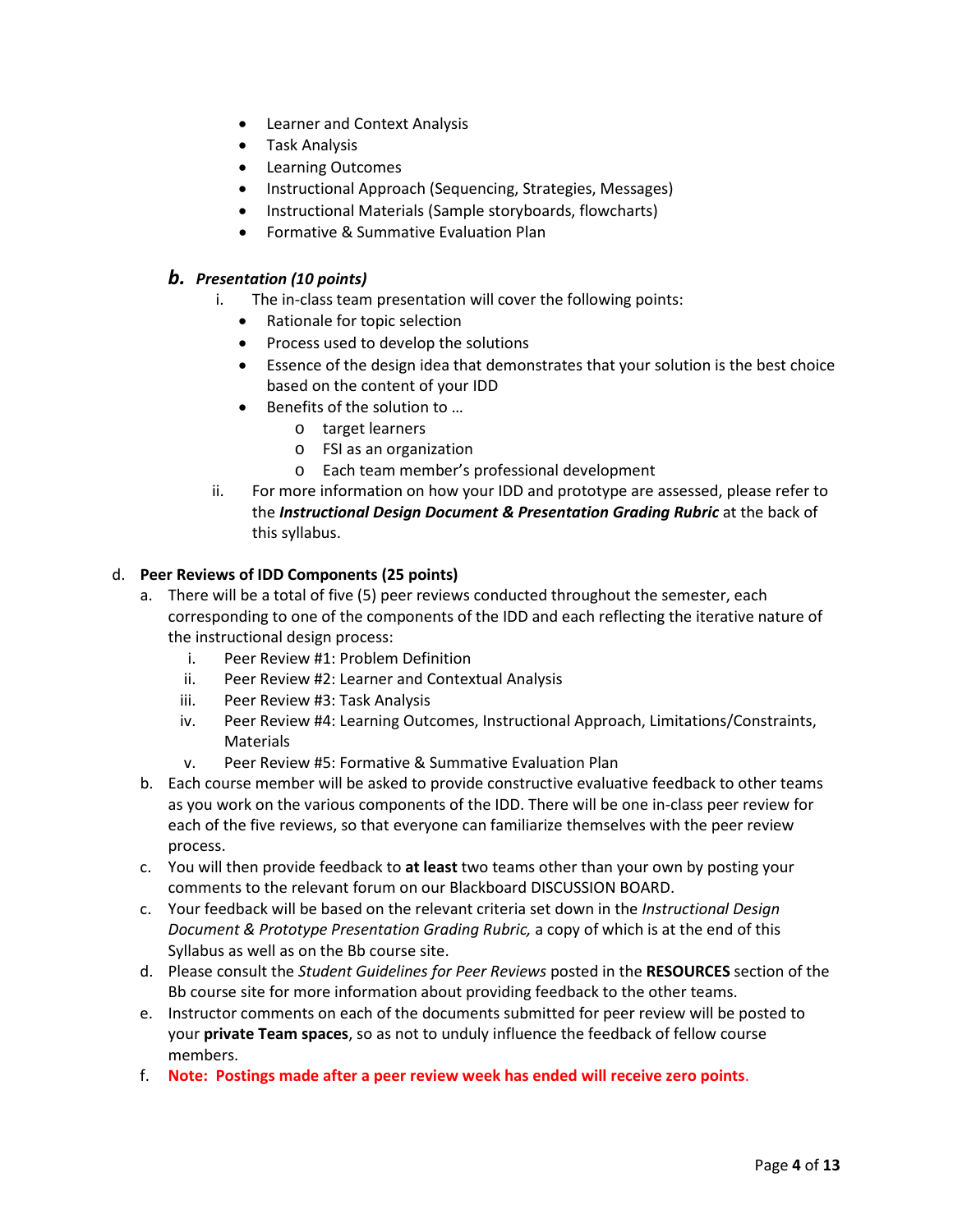- Learner and Context Analysis
- Task Analysis
- Learning Outcomes
- Instructional Approach (Sequencing, Strategies, Messages)
- Instructional Materials (Sample storyboards, flowcharts)
- Formative & Summative Evaluation Plan

### ***b. Presentation (10 points)***

i. The in-class team presentation will cover the following points:
   - Rationale for topic selection
   - Process used to develop the solutions
   - Essence of the design idea that demonstrates that your solution is the best choice based on the content of your IDD
   - Benefits of the solution to …
     - target learners
     - FSI as an organization
     - Each team member's professional development

ii. For more information on how your IDD and prototype are assessed, please refer to the ***Instructional Design Document & Presentation Grading Rubric*** at the back of this syllabus.

d. **Peer Reviews of IDD Components (25 points)**

a. There will be a total of five (5) peer reviews conducted throughout the semester, each corresponding to one of the components of the IDD and each reflecting the iterative nature of the instructional design process:
   i. Peer Review #1: Problem Definition
   ii. Peer Review #2: Learner and Contextual Analysis
   iii. Peer Review #3: Task Analysis
   iv. Peer Review #4: Learning Outcomes, Instructional Approach, Limitations/Constraints, Materials
   v. Peer Review #5: Formative & Summative Evaluation Plan

b. Each course member will be asked to provide constructive evaluative feedback to other teams as you work on the various components of the IDD. There will be one in-class peer review for each of the five reviews, so that everyone can familiarize themselves with the peer review process.

c. You will then provide feedback to **at least** two teams other than your own by posting your comments to the relevant forum on our Blackboard DISCUSSION BOARD.

c. Your feedback will be based on the relevant criteria set down in the *Instructional Design Document & Prototype Presentation Grading Rubric,* a copy of which is at the end of this Syllabus as well as on the Bb course site.

d. Please consult the *Student Guidelines for Peer Reviews* posted in the **RESOURCES** section of the Bb course site for more information about providing feedback to the other teams.

e. Instructor comments on each of the documents submitted for peer review will be posted to your **private Team spaces**, so as not to unduly influence the feedback of fellow course members.

f. **Note: Postings made after a peer review week has ended will receive zero points.**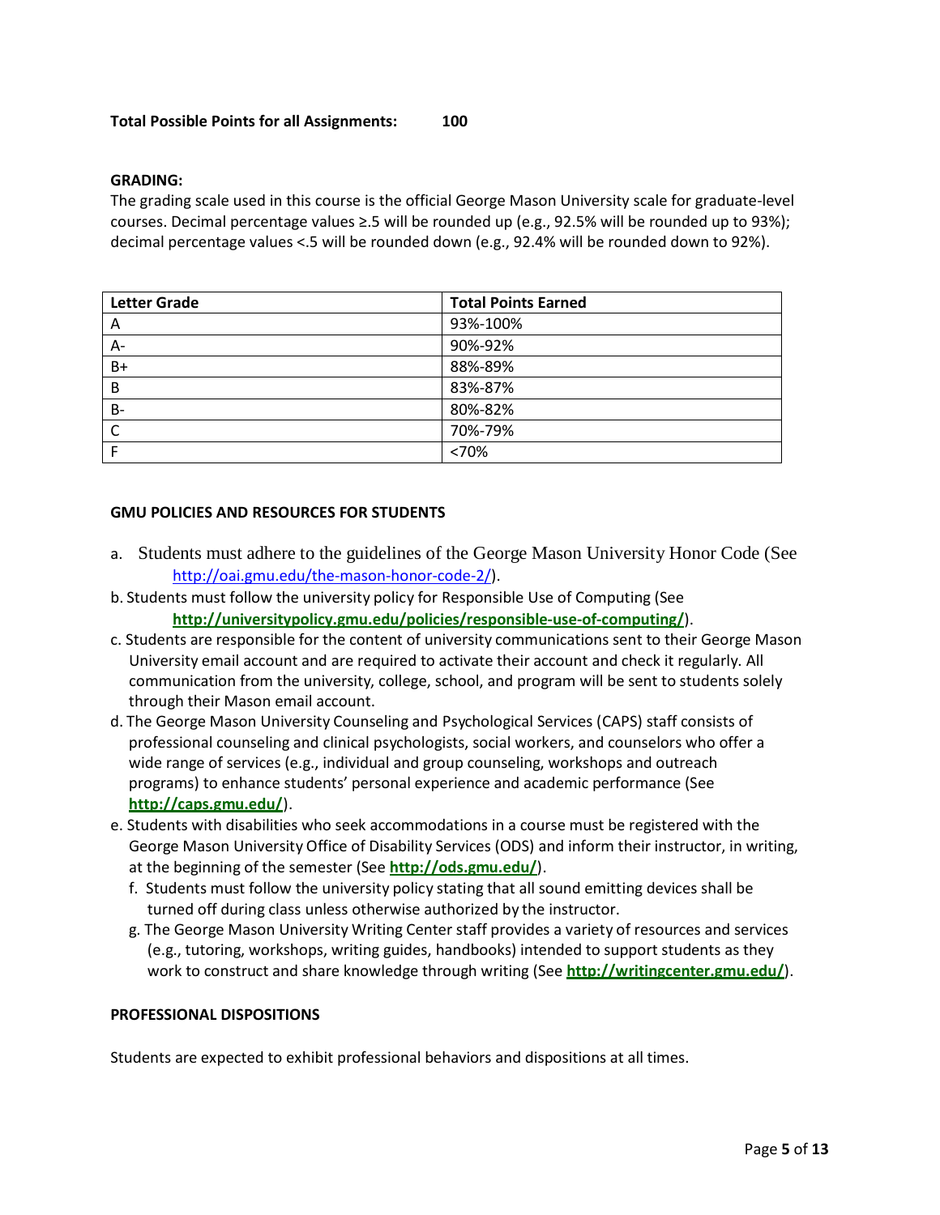**Total Possible Points for all Assignments: 100**

**GRADING:**

The grading scale used in this course is the official George Mason University scale for graduate-level courses. Decimal percentage values ≥.5 will be rounded up (e.g., 92.5% will be rounded up to 93%); decimal percentage values <.5 will be rounded down (e.g., 92.4% will be rounded down to 92%).

| Letter Grade | Total Points Earned |
|---|---|
| A | 93%-100% |
| A- | 90%-92% |
| B+ | 88%-89% |
| B | 83%-87% |
| B- | 80%-82% |
| C | 70%-79% |
| F | <70% |

**GMU POLICIES AND RESOURCES FOR STUDENTS**

a. Students must adhere to the guidelines of the George Mason University Honor Code (See http://oai.gmu.edu/the-mason-honor-code-2/).

b. Students must follow the university policy for Responsible Use of Computing (See **http://universitypolicy.gmu.edu/policies/responsible-use-of-computing/**).

c. Students are responsible for the content of university communications sent to their George Mason University email account and are required to activate their account and check it regularly. All communication from the university, college, school, and program will be sent to students solely through their Mason email account.

d. The George Mason University Counseling and Psychological Services (CAPS) staff consists of professional counseling and clinical psychologists, social workers, and counselors who offer a wide range of services (e.g., individual and group counseling, workshops and outreach programs) to enhance students' personal experience and academic performance (See **http://caps.gmu.edu/**).

e. Students with disabilities who seek accommodations in a course must be registered with the George Mason University Office of Disability Services (ODS) and inform their instructor, in writing, at the beginning of the semester (See **http://ods.gmu.edu/**).

f. Students must follow the university policy stating that all sound emitting devices shall be turned off during class unless otherwise authorized by the instructor.

g. The George Mason University Writing Center staff provides a variety of resources and services (e.g., tutoring, workshops, writing guides, handbooks) intended to support students as they work to construct and share knowledge through writing (See **http://writingcenter.gmu.edu/**).

**PROFESSIONAL DISPOSITIONS**

Students are expected to exhibit professional behaviors and dispositions at all times.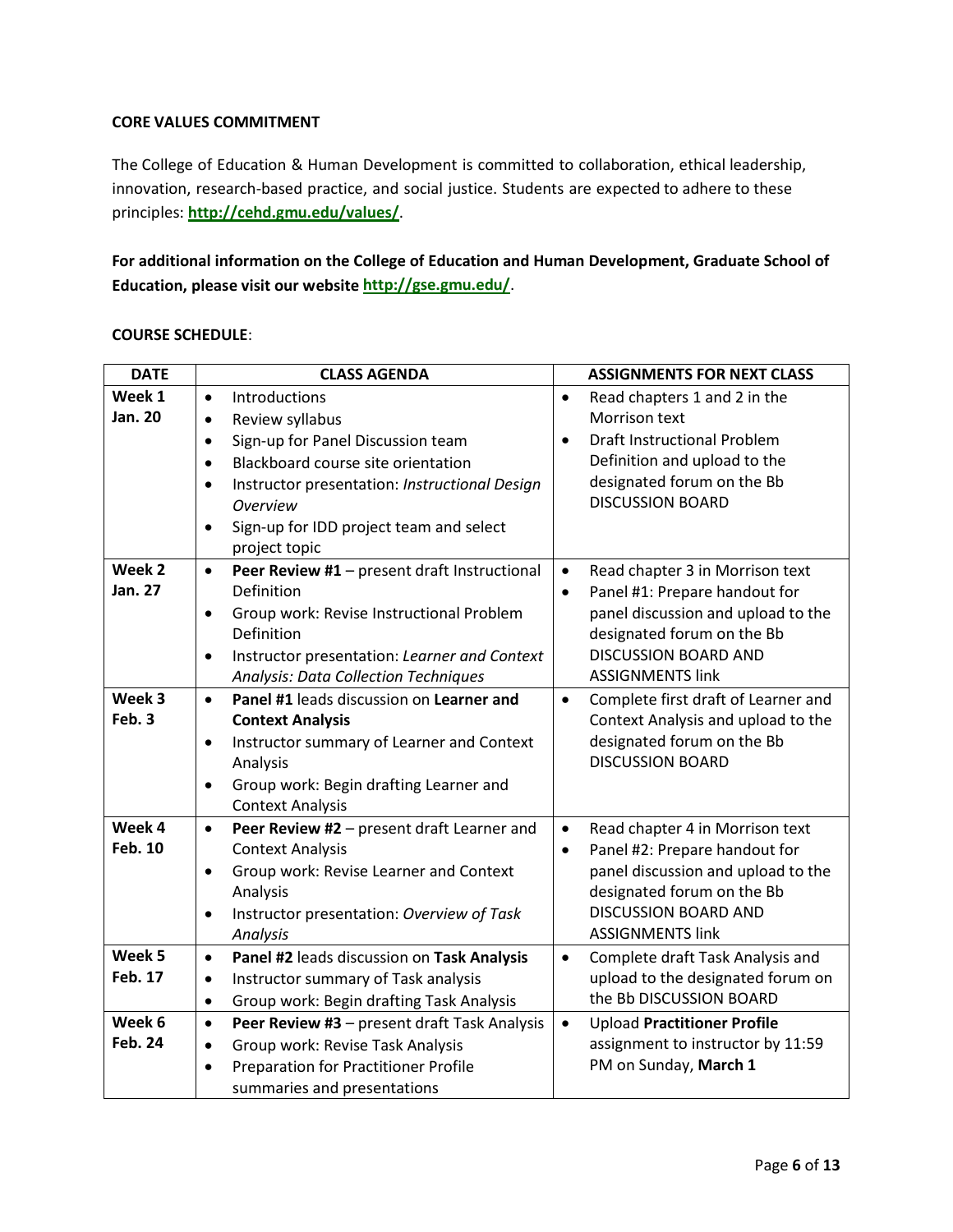**CORE VALUES COMMITMENT**

The College of Education & Human Development is committed to collaboration, ethical leadership, innovation, research-based practice, and social justice. Students are expected to adhere to these principles: **http://cehd.gmu.edu/values/**.

**For additional information on the College of Education and Human Development, Graduate School of Education, please visit our website http://gse.gmu.edu/.**

**COURSE SCHEDULE**:

| DATE | CLASS AGENDA | ASSIGNMENTS FOR NEXT CLASS |
|---|---|---|
| **Week 1 Jan. 20** | • Introductions<br>• Review syllabus<br>• Sign-up for Panel Discussion team<br>• Blackboard course site orientation<br>• Instructor presentation: *Instructional Design Overview*<br>• Sign-up for IDD project team and select project topic | • Read chapters 1 and 2 in the Morrison text<br>• Draft Instructional Problem Definition and upload to the designated forum on the Bb DISCUSSION BOARD |
| **Week 2 Jan. 27** | • **Peer Review #1** – present draft Instructional Definition<br>• Group work: Revise Instructional Problem Definition<br>• Instructor presentation: *Learner and Context Analysis: Data Collection Techniques* | • Read chapter 3 in Morrison text<br>• Panel #1: Prepare handout for panel discussion and upload to the designated forum on the Bb DISCUSSION BOARD AND ASSIGNMENTS link |
| **Week 3 Feb. 3** | • **Panel #1** leads discussion on **Learner and Context Analysis**<br>• Instructor summary of Learner and Context Analysis<br>• Group work: Begin drafting Learner and Context Analysis | • Complete first draft of Learner and Context Analysis and upload to the designated forum on the Bb DISCUSSION BOARD |
| **Week 4 Feb. 10** | • **Peer Review #2** – present draft Learner and Context Analysis<br>• Group work: Revise Learner and Context Analysis<br>• Instructor presentation: *Overview of Task Analysis* | • Read chapter 4 in Morrison text<br>• Panel #2: Prepare handout for panel discussion and upload to the designated forum on the Bb DISCUSSION BOARD AND ASSIGNMENTS link |
| **Week 5 Feb. 17** | • **Panel #2** leads discussion on **Task Analysis**<br>• Instructor summary of Task analysis<br>• Group work: Begin drafting Task Analysis | • Complete draft Task Analysis and upload to the designated forum on the Bb DISCUSSION BOARD |
| **Week 6 Feb. 24** | • **Peer Review #3** – present draft Task Analysis<br>• Group work: Revise Task Analysis<br>• Preparation for Practitioner Profile summaries and presentations | • Upload **Practitioner Profile** assignment to instructor by 11:59 PM on Sunday, **March 1** |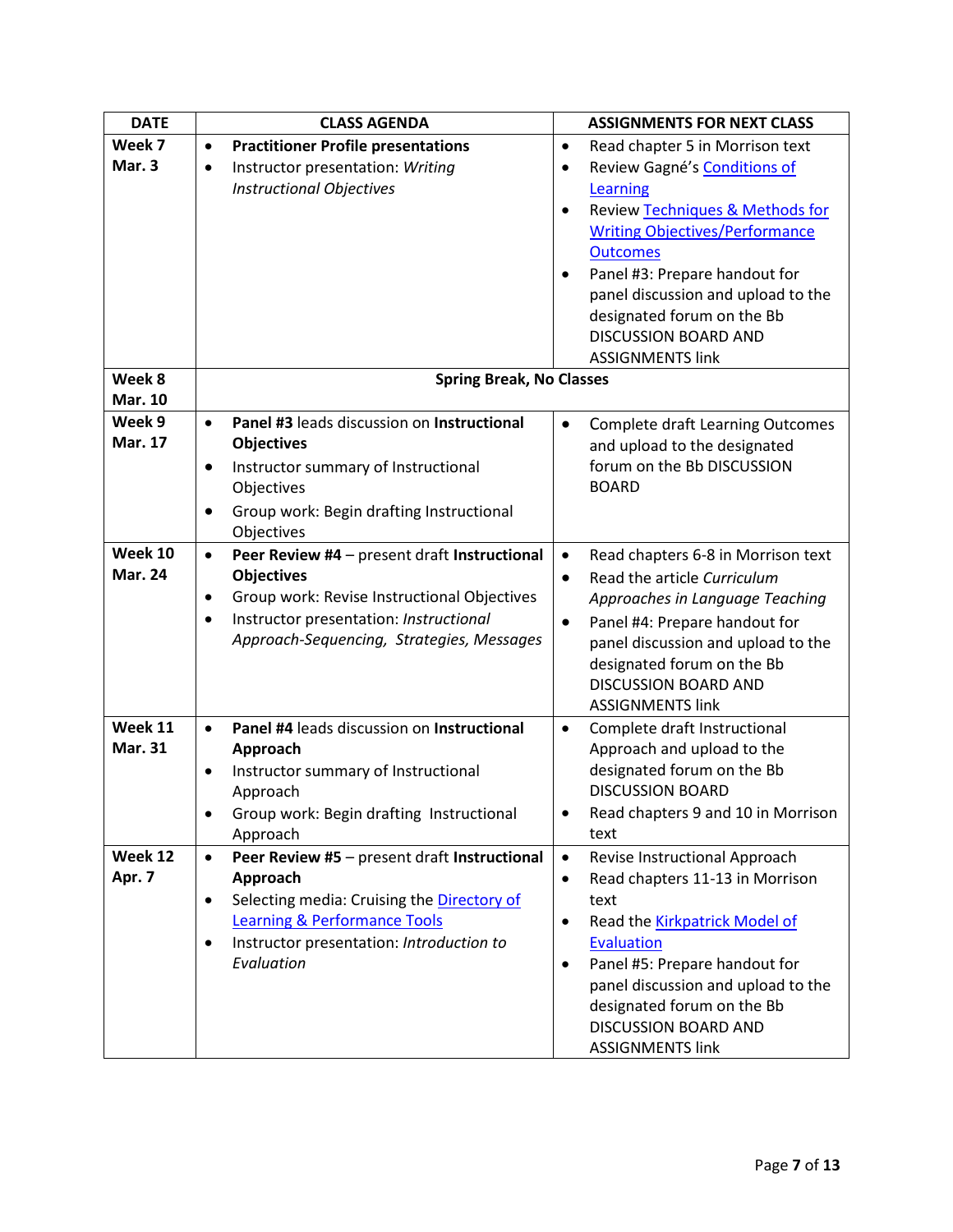| DATE | CLASS AGENDA | ASSIGNMENTS FOR NEXT CLASS |
|---|---|---|
| **Week 7 Mar. 3** | • **Practitioner Profile presentations**<br>• Instructor presentation: *Writing Instructional Objectives* | • Read chapter 5 in Morrison text<br>• Review Gagné's Conditions of Learning<br>• Review Techniques & Methods for Writing Objectives/Performance Outcomes<br>• Panel #3: Prepare handout for panel discussion and upload to the designated forum on the Bb DISCUSSION BOARD AND ASSIGNMENTS link |
| **Week 8 Mar. 10** | **Spring Break, No Classes** | |
| **Week 9 Mar. 17** | • **Panel #3** leads discussion on **Instructional Objectives**<br>• Instructor summary of Instructional Objectives<br>• Group work: Begin drafting Instructional Objectives | • Complete draft Learning Outcomes and upload to the designated forum on the Bb DISCUSSION BOARD |
| **Week 10 Mar. 24** | • **Peer Review #4** – present draft **Instructional Objectives**<br>• Group work: Revise Instructional Objectives<br>• Instructor presentation: *Instructional Approach-Sequencing, Strategies, Messages* | • Read chapters 6-8 in Morrison text<br>• Read the article *Curriculum Approaches in Language Teaching*<br>• Panel #4: Prepare handout for panel discussion and upload to the designated forum on the Bb DISCUSSION BOARD AND ASSIGNMENTS link |
| **Week 11 Mar. 31** | • **Panel #4** leads discussion on **Instructional Approach**<br>• Instructor summary of Instructional Approach<br>• Group work: Begin drafting Instructional Approach | • Complete draft Instructional Approach and upload to the designated forum on the Bb DISCUSSION BOARD<br>• Read chapters 9 and 10 in Morrison text |
| **Week 12 Apr. 7** | • **Peer Review #5** – present draft **Instructional Approach**<br>• Selecting media: Cruising the Directory of Learning & Performance Tools<br>• Instructor presentation: *Introduction to Evaluation* | • Revise Instructional Approach<br>• Read chapters 11-13 in Morrison text<br>• Read the Kirkpatrick Model of Evaluation<br>• Panel #5: Prepare handout for panel discussion and upload to the designated forum on the Bb DISCUSSION BOARD AND ASSIGNMENTS link |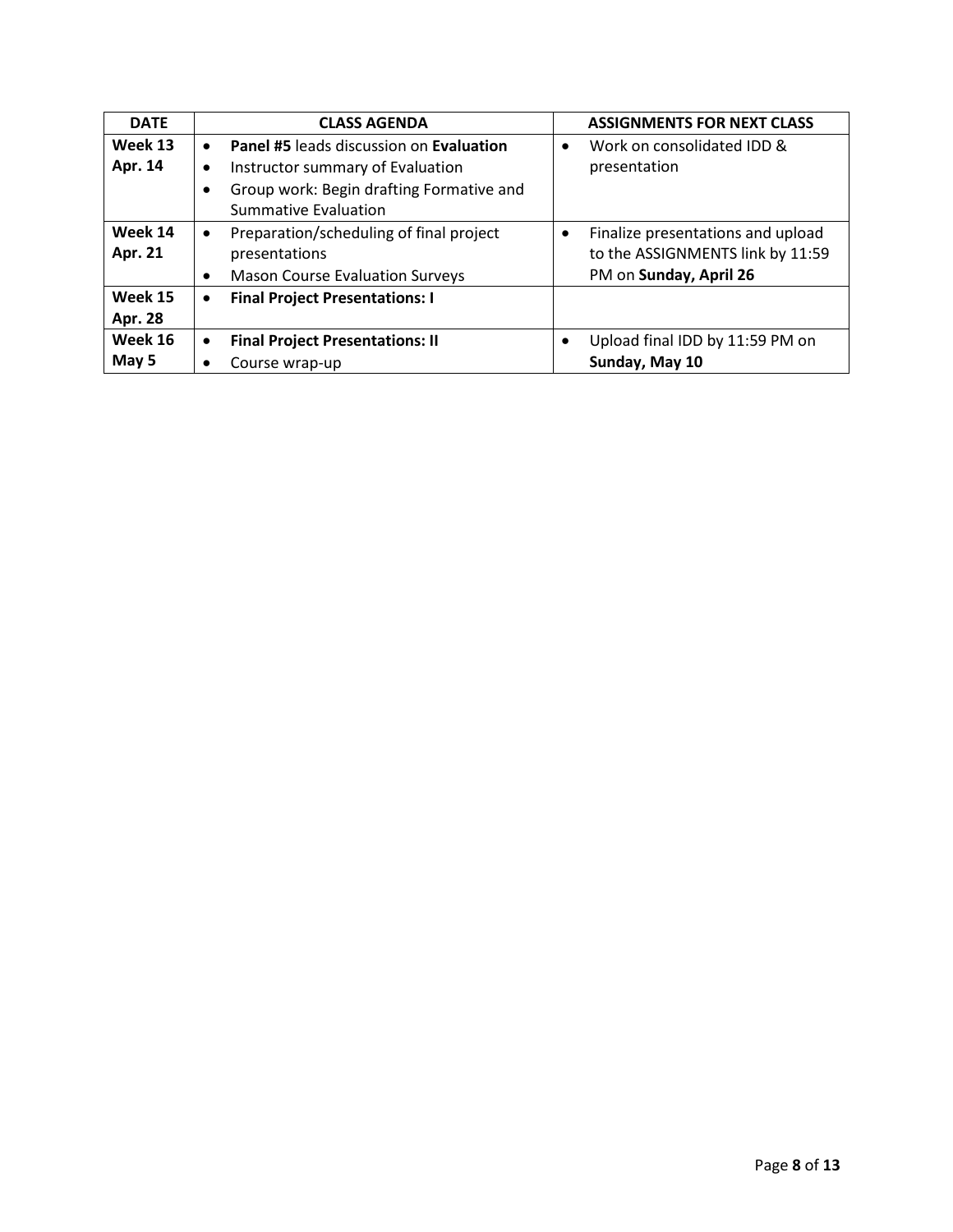| DATE | CLASS AGENDA | ASSIGNMENTS FOR NEXT CLASS |
|---|---|---|
| **Week 13 Apr. 14** | • **Panel #5** leads discussion on **Evaluation**<br>• Instructor summary of Evaluation<br>• Group work: Begin drafting Formative and Summative Evaluation | • Work on consolidated IDD & presentation |
| **Week 14 Apr. 21** | • Preparation/scheduling of final project presentations<br>• Mason Course Evaluation Surveys | • Finalize presentations and upload to the ASSIGNMENTS link by 11:59 PM on **Sunday, April 26** |
| **Week 15 Apr. 28** | • **Final Project Presentations: I** | |
| **Week 16 May 5** | • **Final Project Presentations: II**<br>• Course wrap-up | • Upload final IDD by 11:59 PM on **Sunday, May 10** |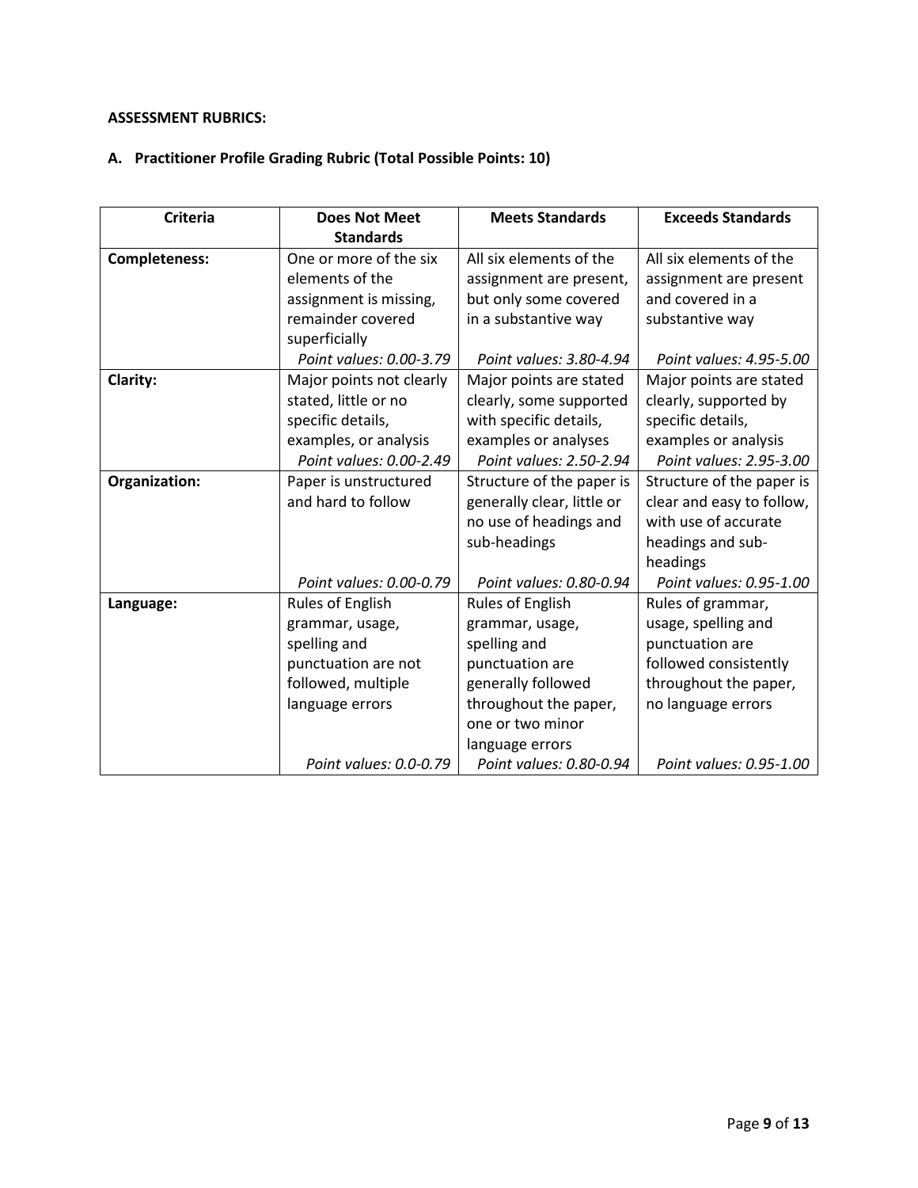**ASSESSMENT RUBRICS:**

**A. Practitioner Profile Grading Rubric (Total Possible Points: 10)**

| Criteria | Does Not Meet Standards | Meets Standards | Exceeds Standards |
|---|---|---|---|
| **Completeness:** | One or more of the six elements of the assignment is missing, remainder covered superficially<br>*Point values: 0.00-3.79* | All six elements of the assignment are present, but only some covered in a substantive way<br>*Point values: 3.80-4.94* | All six elements of the assignment are present and covered in a substantive way<br>*Point values: 4.95-5.00* |
| **Clarity:** | Major points not clearly stated, little or no specific details, examples, or analysis<br>*Point values: 0.00-2.49* | Major points are stated clearly, some supported with specific details, examples or analyses<br>*Point values: 2.50-2.94* | Major points are stated clearly, supported by specific details, examples or analysis<br>*Point values: 2.95-3.00* |
| **Organization:** | Paper is unstructured and hard to follow<br>*Point values: 0.00-0.79* | Structure of the paper is generally clear, little or no use of headings and sub-headings<br>*Point values: 0.80-0.94* | Structure of the paper is clear and easy to follow, with use of accurate headings and sub-headings<br>*Point values: 0.95-1.00* |
| **Language:** | Rules of English grammar, usage, spelling and punctuation are not followed, multiple language errors<br>*Point values: 0.0-0.79* | Rules of English grammar, usage, spelling and punctuation are generally followed throughout the paper, one or two minor language errors<br>*Point values: 0.80-0.94* | Rules of grammar, usage, spelling and punctuation are followed consistently throughout the paper, no language errors<br>*Point values: 0.95-1.00* |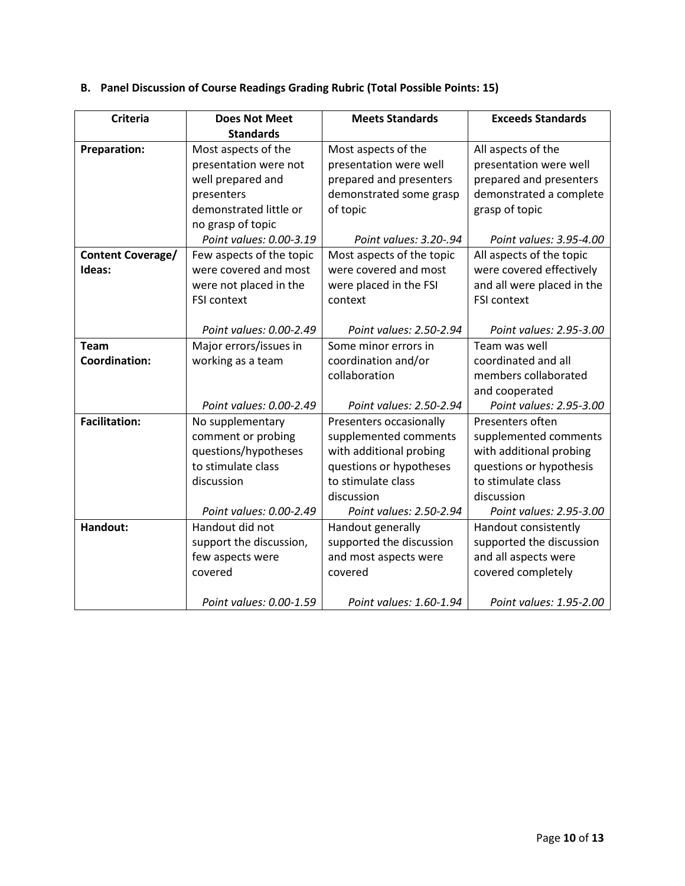### B. Panel Discussion of Course Readings Grading Rubric (Total Possible Points: 15)

| Criteria | Does Not Meet Standards | Meets Standards | Exceeds Standards |
|---|---|---|---|
| **Preparation:** | Most aspects of the presentation were not well prepared and presenters demonstrated little or no grasp of topic<br>*Point values: 0.00-3.19* | Most aspects of the presentation were well prepared and presenters demonstrated some grasp of topic<br>*Point values: 3.20-.94* | All aspects of the presentation were well prepared and presenters demonstrated a complete grasp of topic<br>*Point values: 3.95-4.00* |
| **Content Coverage/ Ideas:** | Few aspects of the topic were covered and most were not placed in the FSI context<br>*Point values: 0.00-2.49* | Most aspects of the topic were covered and most were placed in the FSI context<br>*Point values: 2.50-2.94* | All aspects of the topic were covered effectively and all were placed in the FSI context<br>*Point values: 2.95-3.00* |
| **Team Coordination:** | Major errors/issues in working as a team<br>*Point values: 0.00-2.49* | Some minor errors in coordination and/or collaboration<br>*Point values: 2.50-2.94* | Team was well coordinated and all members collaborated and cooperated<br>*Point values: 2.95-3.00* |
| **Facilitation:** | No supplementary comment or probing questions/hypotheses to stimulate class discussion<br>*Point values: 0.00-2.49* | Presenters occasionally supplemented comments with additional probing questions or hypotheses to stimulate class discussion<br>*Point values: 2.50-2.94* | Presenters often supplemented comments with additional probing questions or hypothesis to stimulate class discussion<br>*Point values: 2.95-3.00* |
| **Handout:** | Handout did not support the discussion, few aspects were covered<br>*Point values: 0.00-1.59* | Handout generally supported the discussion and most aspects were covered<br>*Point values: 1.60-1.94* | Handout consistently supported the discussion and all aspects were covered completely<br>*Point values: 1.95-2.00* |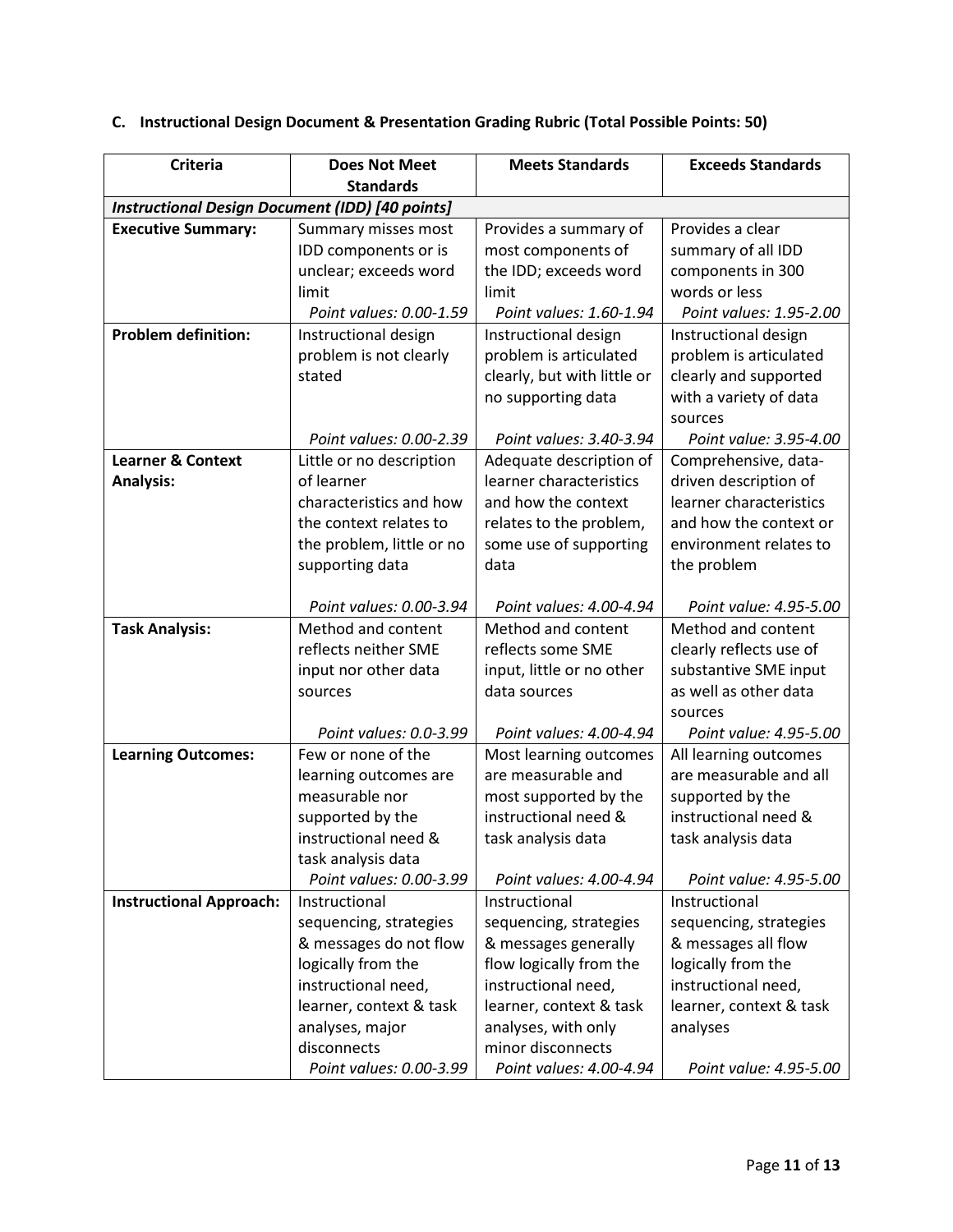### C. Instructional Design Document & Presentation Grading Rubric (Total Possible Points: 50)

| Criteria | Does Not Meet Standards | Meets Standards | Exceeds Standards |
|---|---|---|---|
| ***Instructional Design Document (IDD) [40 points]*** | | | |
| **Executive Summary:** | Summary misses most IDD components or is unclear; exceeds word limit *Point values: 0.00-1.59* | Provides a summary of most components of the IDD; exceeds word limit *Point values: 1.60-1.94* | Provides a clear summary of all IDD components in 300 words or less *Point values: 1.95-2.00* |
| **Problem definition:** | Instructional design problem is not clearly stated *Point values: 0.00-2.39* | Instructional design problem is articulated clearly, but with little or no supporting data *Point values: 3.40-3.94* | Instructional design problem is articulated clearly and supported with a variety of data sources *Point value: 3.95-4.00* |
| **Learner & Context Analysis:** | Little or no description of learner characteristics and how the context relates to the problem, little or no supporting data *Point values: 0.00-3.94* | Adequate description of learner characteristics and how the context relates to the problem, some use of supporting data *Point values: 4.00-4.94* | Comprehensive, data-driven description of learner characteristics and how the context or environment relates to the problem *Point value: 4.95-5.00* |
| **Task Analysis:** | Method and content reflects neither SME input nor other data sources *Point values: 0.0-3.99* | Method and content reflects some SME input, little or no other data sources *Point values: 4.00-4.94* | Method and content clearly reflects use of substantive SME input as well as other data sources *Point value: 4.95-5.00* |
| **Learning Outcomes:** | Few or none of the learning outcomes are measurable nor supported by the instructional need & task analysis data *Point values: 0.00-3.99* | Most learning outcomes are measurable and most supported by the instructional need & task analysis data *Point values: 4.00-4.94* | All learning outcomes are measurable and all supported by the instructional need & task analysis data *Point value: 4.95-5.00* |
| **Instructional Approach:** | Instructional sequencing, strategies & messages do not flow logically from the instructional need, learner, context & task analyses, major disconnects *Point values: 0.00-3.99* | Instructional sequencing, strategies & messages generally flow logically from the instructional need, learner, context & task analyses, with only minor disconnects *Point values: 4.00-4.94* | Instructional sequencing, strategies & messages all flow logically from the instructional need, learner, context & task analyses *Point value: 4.95-5.00* |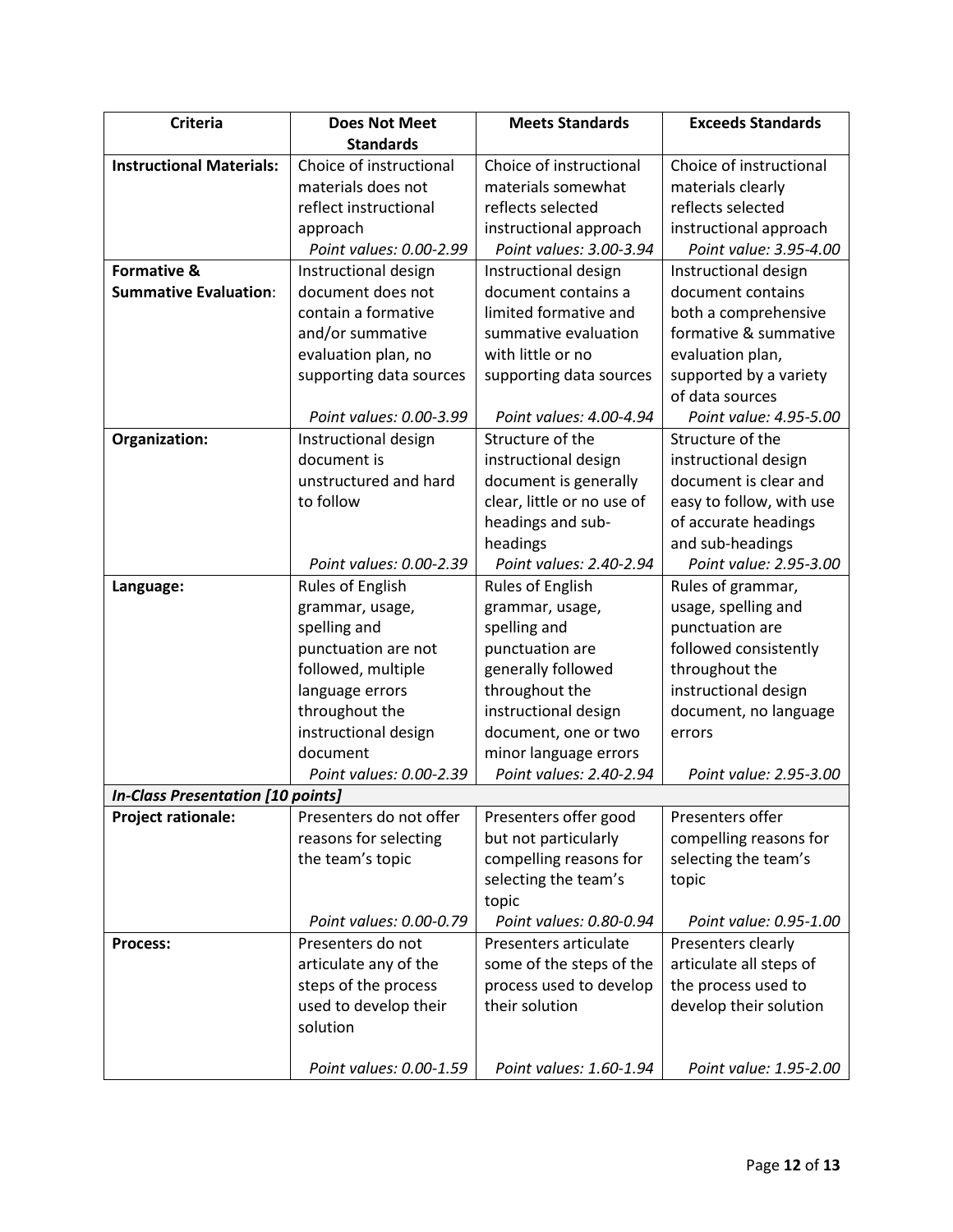| Criteria | Does Not Meet Standards | Meets Standards | Exceeds Standards |
|---|---|---|---|
| **Instructional Materials:** | Choice of instructional materials does not reflect instructional approach *Point values: 0.00-2.99* | Choice of instructional materials somewhat reflects selected instructional approach *Point values: 3.00-3.94* | Choice of instructional materials clearly reflects selected instructional approach *Point value: 3.95-4.00* |
| **Formative & Summative Evaluation**: | Instructional design document does not contain a formative and/or summative evaluation plan, no supporting data sources *Point values: 0.00-3.99* | Instructional design document contains a limited formative and summative evaluation with little or no supporting data sources *Point values: 4.00-4.94* | Instructional design document contains both a comprehensive formative & summative evaluation plan, supported by a variety of data sources *Point value: 4.95-5.00* |
| **Organization:** | Instructional design document is unstructured and hard to follow *Point values: 0.00-2.39* | Structure of the instructional design document is generally clear, little or no use of headings and sub-headings *Point values: 2.40-2.94* | Structure of the instructional design document is clear and easy to follow, with use of accurate headings and sub-headings *Point value: 2.95-3.00* |
| **Language:** | Rules of English grammar, usage, spelling and punctuation are not followed, multiple language errors throughout the instructional design document *Point values: 0.00-2.39* | Rules of English grammar, usage, spelling and punctuation are generally followed throughout the instructional design document, one or two minor language errors *Point values: 2.40-2.94* | Rules of grammar, usage, spelling and punctuation are followed consistently throughout the instructional design document, no language errors *Point value: 2.95-3.00* |
| ***In-Class Presentation [10 points]*** | | | |
| **Project rationale:** | Presenters do not offer reasons for selecting the team's topic *Point values: 0.00-0.79* | Presenters offer good but not particularly compelling reasons for selecting the team's topic *Point values: 0.80-0.94* | Presenters offer compelling reasons for selecting the team's topic *Point value: 0.95-1.00* |
| **Process:** | Presenters do not articulate any of the steps of the process used to develop their solution *Point values: 0.00-1.59* | Presenters articulate some of the steps of the process used to develop their solution *Point values: 1.60-1.94* | Presenters clearly articulate all steps of the process used to develop their solution *Point value: 1.95-2.00* |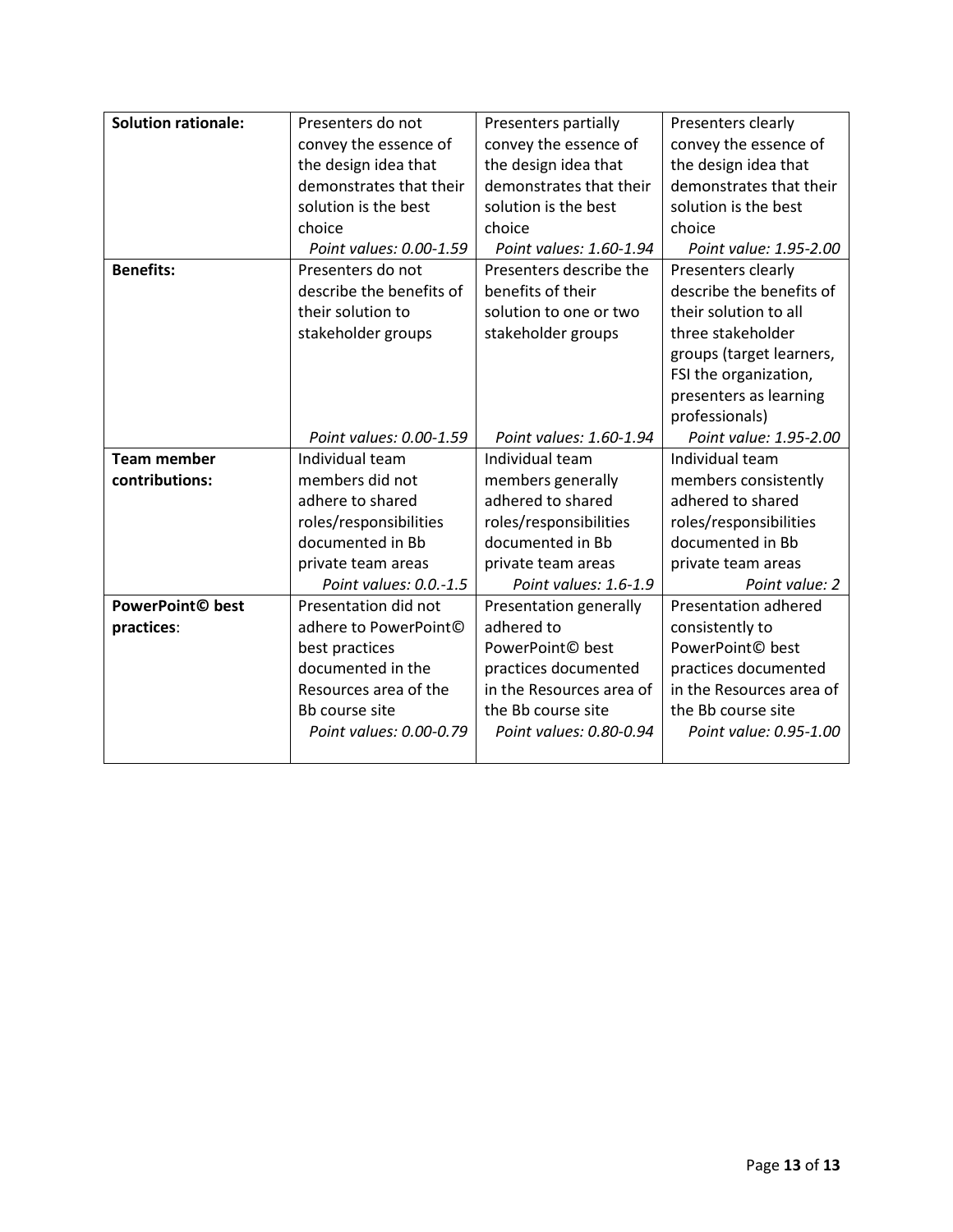| | | | |
|---|---|---|---|
| **Solution rationale:** | Presenters do not convey the essence of the design idea that demonstrates that their solution is the best choice *Point values: 0.00-1.59* | Presenters partially convey the essence of the design idea that demonstrates that their solution is the best choice *Point values: 1.60-1.94* | Presenters clearly convey the essence of the design idea that demonstrates that their solution is the best choice *Point value: 1.95-2.00* |
| **Benefits:** | Presenters do not describe the benefits of their solution to stakeholder groups *Point values: 0.00-1.59* | Presenters describe the benefits of their solution to one or two stakeholder groups *Point values: 1.60-1.94* | Presenters clearly describe the benefits of their solution to all three stakeholder groups (target learners, FSI the organization, presenters as learning professionals) *Point value: 1.95-2.00* |
| **Team member contributions:** | Individual team members did not adhere to shared roles/responsibilities documented in Bb private team areas *Point values: 0.0.-1.5* | Individual team members generally adhered to shared roles/responsibilities documented in Bb private team areas *Point values: 1.6-1.9* | Individual team members consistently adhered to shared roles/responsibilities documented in Bb private team areas *Point value: 2* |
| **PowerPoint© best practices**: | Presentation did not adhere to PowerPoint© best practices documented in the Resources area of the Bb course site *Point values: 0.00-0.79* | Presentation generally adhered to PowerPoint© best practices documented in the Resources area of the Bb course site *Point values: 0.80-0.94* | Presentation adhered consistently to PowerPoint© best practices documented in the Resources area of the Bb course site *Point value: 0.95-1.00* |